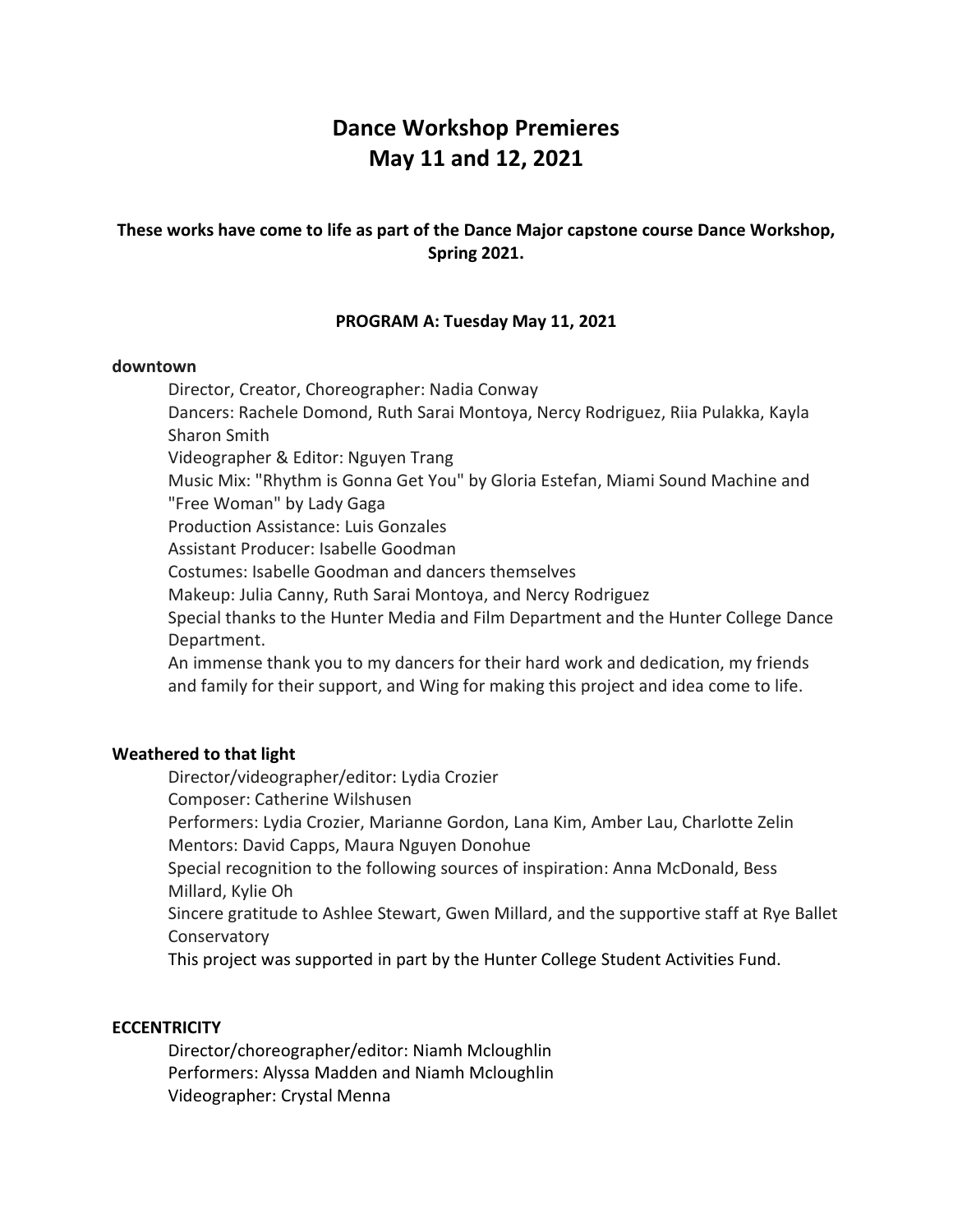# Dance Workshop Premieres
# May 11 and 12, 2021

**These works have come to life as part of the Dance Major capstone course Dance Workshop, Spring 2021.**

**PROGRAM A: Tuesday May 11, 2021**

**downtown**

Director, Creator, Choreographer: Nadia Conway
Dancers: Rachele Domond, Ruth Sarai Montoya, Nercy Rodriguez, Riia Pulakka, Kayla Sharon Smith
Videographer & Editor: Nguyen Trang
Music Mix: "Rhythm is Gonna Get You" by Gloria Estefan, Miami Sound Machine and "Free Woman" by Lady Gaga
Production Assistance: Luis Gonzales
Assistant Producer: Isabelle Goodman
Costumes: Isabelle Goodman and dancers themselves
Makeup: Julia Canny, Ruth Sarai Montoya, and Nercy Rodriguez
Special thanks to the Hunter Media and Film Department and the Hunter College Dance Department.
An immense thank you to my dancers for their hard work and dedication, my friends and family for their support, and Wing for making this project and idea come to life.

**Weathered to that light**

Director/videographer/editor: Lydia Crozier
Composer: Catherine Wilshusen
Performers: Lydia Crozier, Marianne Gordon, Lana Kim, Amber Lau, Charlotte Zelin
Mentors: David Capps, Maura Nguyen Donohue
Special recognition to the following sources of inspiration: Anna McDonald, Bess Millard, Kylie Oh
Sincere gratitude to Ashlee Stewart, Gwen Millard, and the supportive staff at Rye Ballet Conservatory
This project was supported in part by the Hunter College Student Activities Fund.

**ECCENTRICITY**

Director/choreographer/editor: Niamh Mcloughlin
Performers: Alyssa Madden and Niamh Mcloughlin
Videographer: Crystal Menna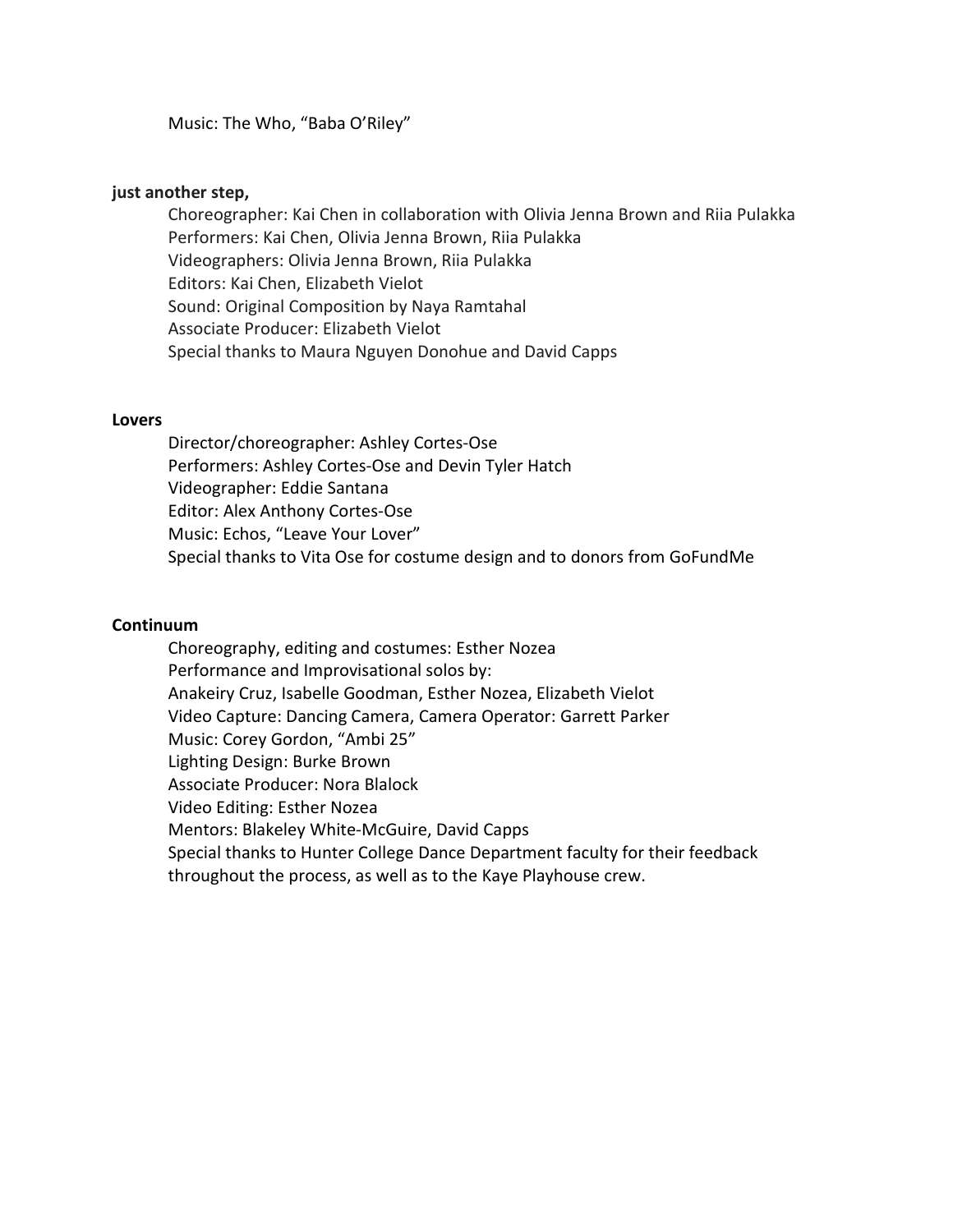Music: The Who, "Baba O'Riley"

**just another step,**

Choreographer: Kai Chen in collaboration with Olivia Jenna Brown and Riia Pulakka
Performers: Kai Chen, Olivia Jenna Brown, Riia Pulakka
Videographers: Olivia Jenna Brown, Riia Pulakka
Editors: Kai Chen, Elizabeth Vielot
Sound: Original Composition by Naya Ramtahal
Associate Producer: Elizabeth Vielot
Special thanks to Maura Nguyen Donohue and David Capps

**Lovers**

Director/choreographer: Ashley Cortes-Ose
Performers: Ashley Cortes-Ose and Devin Tyler Hatch
Videographer: Eddie Santana
Editor: Alex Anthony Cortes-Ose
Music: Echos, "Leave Your Lover"
Special thanks to Vita Ose for costume design and to donors from GoFundMe

**Continuum**

Choreography, editing and costumes: Esther Nozea
Performance and Improvisational solos by:
Anakeiry Cruz, Isabelle Goodman, Esther Nozea, Elizabeth Vielot
Video Capture: Dancing Camera, Camera Operator: Garrett Parker
Music: Corey Gordon, "Ambi 25"
Lighting Design: Burke Brown
Associate Producer: Nora Blalock
Video Editing: Esther Nozea
Mentors: Blakeley White-McGuire, David Capps
Special thanks to Hunter College Dance Department faculty for their feedback throughout the process, as well as to the Kaye Playhouse crew.